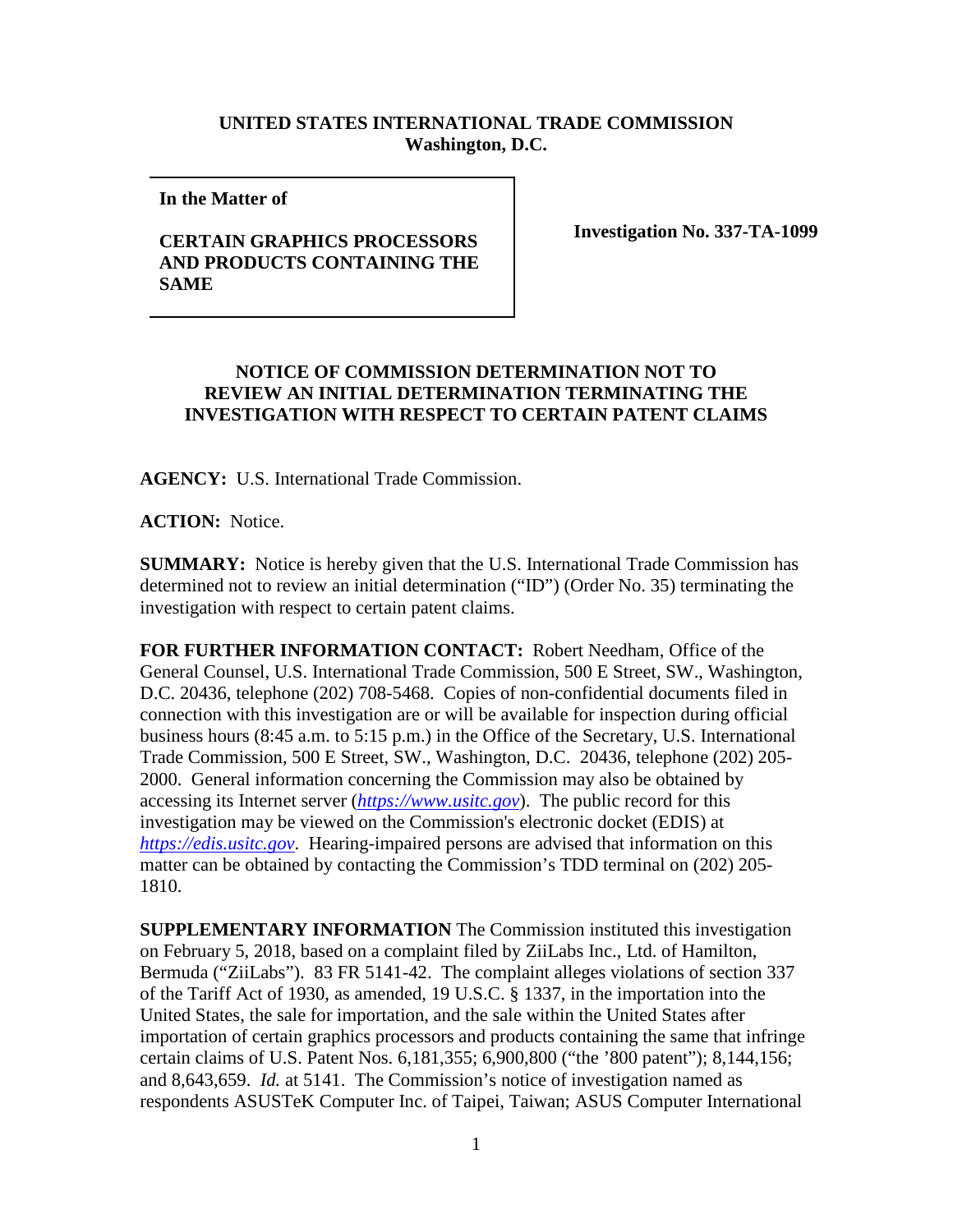**UNITED STATES INTERNATIONAL TRADE COMMISSION**
**Washington, D.C.**

| **In the Matter of**<br><br>**CERTAIN GRAPHICS PROCESSORS AND PRODUCTS CONTAINING THE SAME** | **Investigation No. 337-TA-1099** |
|---|---|

**NOTICE OF COMMISSION DETERMINATION NOT TO REVIEW AN INITIAL DETERMINATION TERMINATING THE INVESTIGATION WITH RESPECT TO CERTAIN PATENT CLAIMS**

**AGENCY:** U.S. International Trade Commission.

**ACTION:** Notice.

**SUMMARY:** Notice is hereby given that the U.S. International Trade Commission has determined not to review an initial determination ("ID") (Order No. 35) terminating the investigation with respect to certain patent claims.

**FOR FURTHER INFORMATION CONTACT:** Robert Needham, Office of the General Counsel, U.S. International Trade Commission, 500 E Street, SW., Washington, D.C. 20436, telephone (202) 708-5468. Copies of non-confidential documents filed in connection with this investigation are or will be available for inspection during official business hours (8:45 a.m. to 5:15 p.m.) in the Office of the Secretary, U.S. International Trade Commission, 500 E Street, SW., Washington, D.C. 20436, telephone (202) 205-2000. General information concerning the Commission may also be obtained by accessing its Internet server (*https://www.usitc.gov*). The public record for this investigation may be viewed on the Commission's electronic docket (EDIS) at *https://edis.usitc.gov*. Hearing-impaired persons are advised that information on this matter can be obtained by contacting the Commission's TDD terminal on (202) 205-1810.

**SUPPLEMENTARY INFORMATION** The Commission instituted this investigation on February 5, 2018, based on a complaint filed by ZiiLabs Inc., Ltd. of Hamilton, Bermuda ("ZiiLabs"). 83 FR 5141-42. The complaint alleges violations of section 337 of the Tariff Act of 1930, as amended, 19 U.S.C. § 1337, in the importation into the United States, the sale for importation, and the sale within the United States after importation of certain graphics processors and products containing the same that infringe certain claims of U.S. Patent Nos. 6,181,355; 6,900,800 ("the '800 patent"); 8,144,156; and 8,643,659. *Id.* at 5141. The Commission's notice of investigation named as respondents ASUSTeK Computer Inc. of Taipei, Taiwan; ASUS Computer International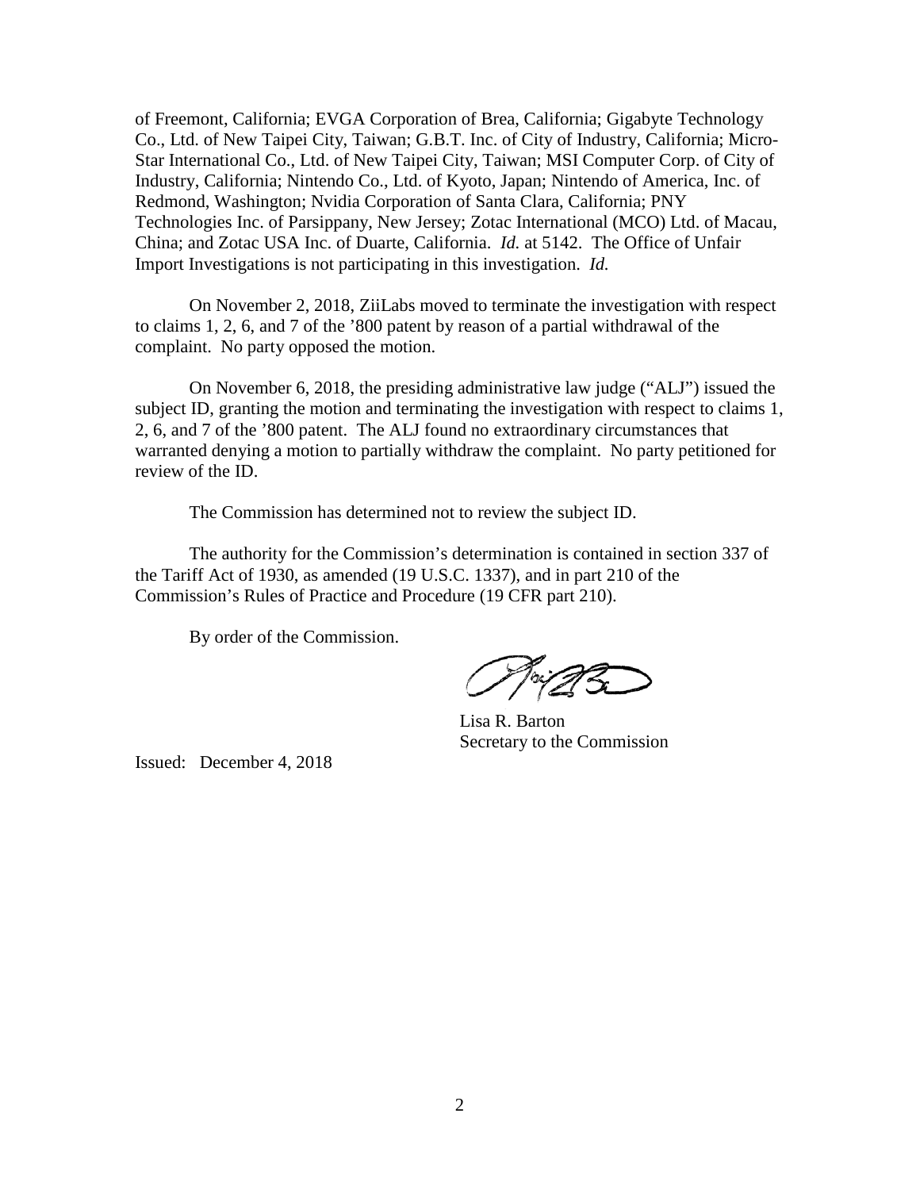of Freemont, California; EVGA Corporation of Brea, California; Gigabyte Technology Co., Ltd. of New Taipei City, Taiwan; G.B.T. Inc. of City of Industry, California; Micro-Star International Co., Ltd. of New Taipei City, Taiwan; MSI Computer Corp. of City of Industry, California; Nintendo Co., Ltd. of Kyoto, Japan; Nintendo of America, Inc. of Redmond, Washington; Nvidia Corporation of Santa Clara, California; PNY Technologies Inc. of Parsippany, New Jersey; Zotac International (MCO) Ltd. of Macau, China; and Zotac USA Inc. of Duarte, California. *Id.* at 5142. The Office of Unfair Import Investigations is not participating in this investigation. *Id.*

On November 2, 2018, ZiiLabs moved to terminate the investigation with respect to claims 1, 2, 6, and 7 of the '800 patent by reason of a partial withdrawal of the complaint. No party opposed the motion.

On November 6, 2018, the presiding administrative law judge ("ALJ") issued the subject ID, granting the motion and terminating the investigation with respect to claims 1, 2, 6, and 7 of the '800 patent. The ALJ found no extraordinary circumstances that warranted denying a motion to partially withdraw the complaint. No party petitioned for review of the ID.

The Commission has determined not to review the subject ID.

The authority for the Commission's determination is contained in section 337 of the Tariff Act of 1930, as amended (19 U.S.C. 1337), and in part 210 of the Commission's Rules of Practice and Procedure (19 CFR part 210).

By order of the Commission.

Lisa R. Barton
Secretary to the Commission

Issued: December 4, 2018